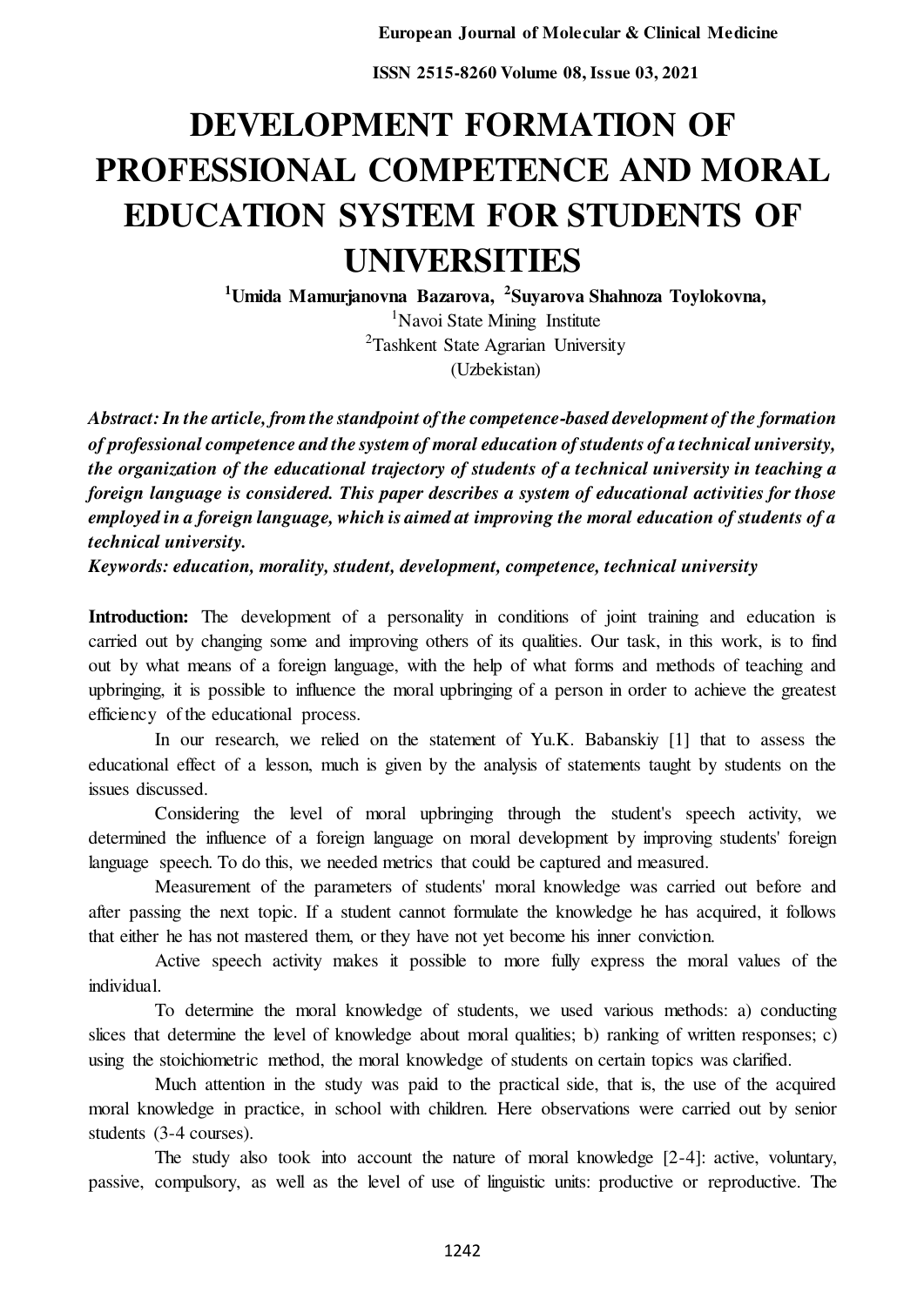# DEVELOPMENT FORMATION OF PROFESSIONAL COMPETENCE AND MORAL EDUCATION SYSTEM FOR STUDENTS OF UNIVERSITIES

**[1]Umida Mamurjanovna Bazarova, [2]Suyarova Shahnoza Toylokovna,**

[1]Navoi State Mining Institute

[2]Tashkent State Agrarian University

(Uzbekistan)

***Abstract: In the article, from the standpoint of the competence-based development of the formation of professional competence and the system of moral education of students of a technical university, the organization of the educational trajectory of students of a technical university in teaching a foreign language is considered. This paper describes a system of educational activities for those employed in a foreign language, which is aimed at improving the moral education of students of a technical university.***

***Keywords: education, morality, student, development, competence, technical university***

**Introduction:** The development of a personality in conditions of joint training and education is carried out by changing some and improving others of its qualities. Our task, in this work, is to find out by what means of a foreign language, with the help of what forms and methods of teaching and upbringing, it is possible to influence the moral upbringing of a person in order to achieve the greatest efficiency of the educational process.

In our research, we relied on the statement of Yu.K. Babanskiy [1] that to assess the educational effect of a lesson, much is given by the analysis of statements taught by students on the issues discussed.

Considering the level of moral upbringing through the student's speech activity, we determined the influence of a foreign language on moral development by improving students' foreign language speech. To do this, we needed metrics that could be captured and measured.

Measurement of the parameters of students' moral knowledge was carried out before and after passing the next topic. If a student cannot formulate the knowledge he has acquired, it follows that either he has not mastered them, or they have not yet become his inner conviction.

Active speech activity makes it possible to more fully express the moral values of the individual.

To determine the moral knowledge of students, we used various methods: a) conducting slices that determine the level of knowledge about moral qualities; b) ranking of written responses; c) using the stoichiometric method, the moral knowledge of students on certain topics was clarified.

Much attention in the study was paid to the practical side, that is, the use of the acquired moral knowledge in practice, in school with children. Here observations were carried out by senior students (3-4 courses).

The study also took into account the nature of moral knowledge [2-4]: active, voluntary, passive, compulsory, as well as the level of use of linguistic units: productive or reproductive. The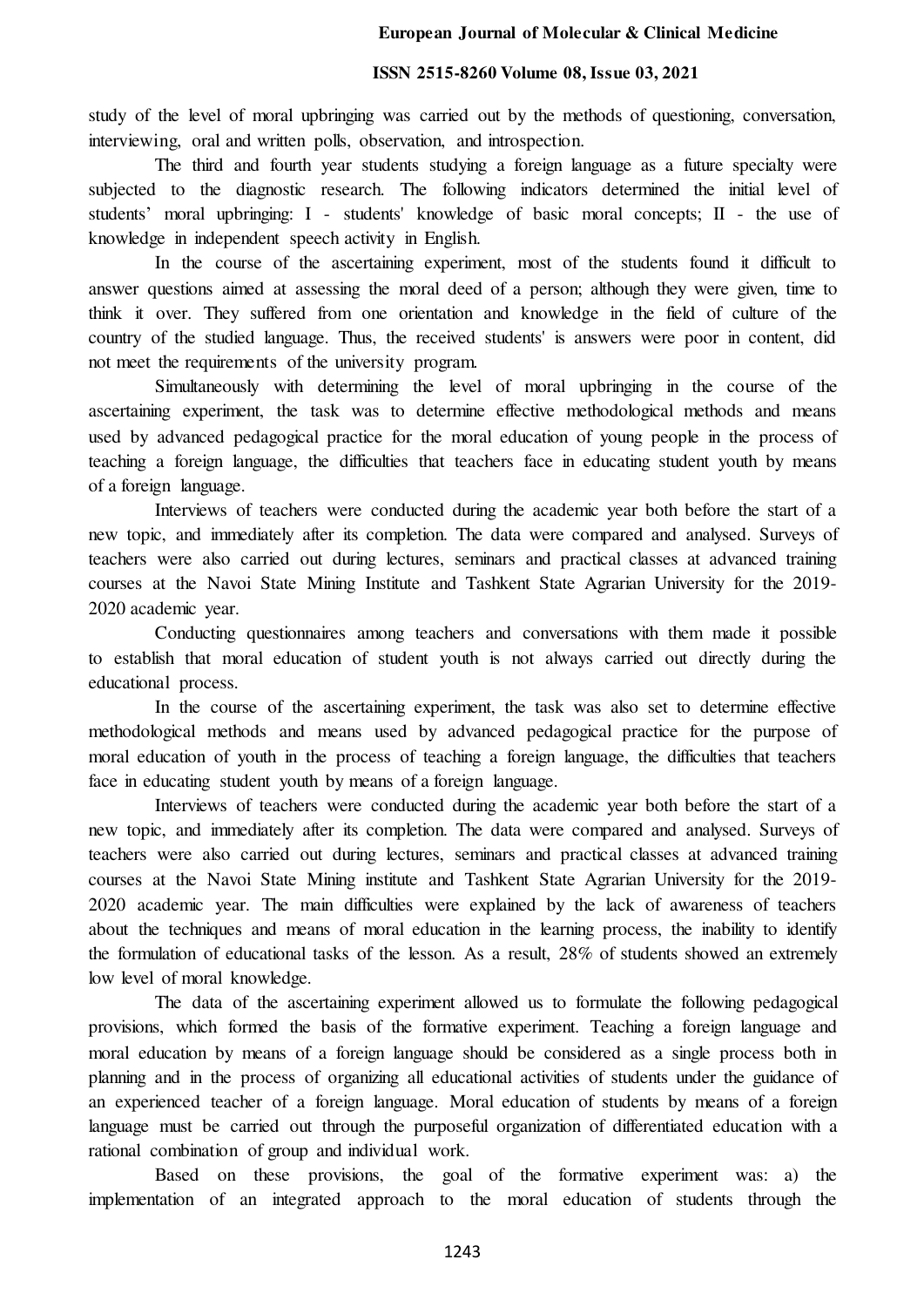study of the level of moral upbringing was carried out by the methods of questioning, conversation, interviewing, oral and written polls, observation, and introspection.

The third and fourth year students studying a foreign language as a future specialty were subjected to the diagnostic research. The following indicators determined the initial level of students' moral upbringing: I - students' knowledge of basic moral concepts; II - the use of knowledge in independent speech activity in English.

In the course of the ascertaining experiment, most of the students found it difficult to answer questions aimed at assessing the moral deed of a person; although they were given, time to think it over. They suffered from one orientation and knowledge in the field of culture of the country of the studied language. Thus, the received students' is answers were poor in content, did not meet the requirements of the university program.

Simultaneously with determining the level of moral upbringing in the course of the ascertaining experiment, the task was to determine effective methodological methods and means used by advanced pedagogical practice for the moral education of young people in the process of teaching a foreign language, the difficulties that teachers face in educating student youth by means of a foreign language.

Interviews of teachers were conducted during the academic year both before the start of a new topic, and immediately after its completion. The data were compared and analysed. Surveys of teachers were also carried out during lectures, seminars and practical classes at advanced training courses at the Navoi State Mining Institute and Tashkent State Agrarian University for the 2019-2020 academic year.

Conducting questionnaires among teachers and conversations with them made it possible to establish that moral education of student youth is not always carried out directly during the educational process.

In the course of the ascertaining experiment, the task was also set to determine effective methodological methods and means used by advanced pedagogical practice for the purpose of moral education of youth in the process of teaching a foreign language, the difficulties that teachers face in educating student youth by means of a foreign language.

Interviews of teachers were conducted during the academic year both before the start of a new topic, and immediately after its completion. The data were compared and analysed. Surveys of teachers were also carried out during lectures, seminars and practical classes at advanced training courses at the Navoi State Mining institute and Tashkent State Agrarian University for the 2019-2020 academic year. The main difficulties were explained by the lack of awareness of teachers about the techniques and means of moral education in the learning process, the inability to identify the formulation of educational tasks of the lesson. As a result, 28% of students showed an extremely low level of moral knowledge.

The data of the ascertaining experiment allowed us to formulate the following pedagogical provisions, which formed the basis of the formative experiment. Teaching a foreign language and moral education by means of a foreign language should be considered as a single process both in planning and in the process of organizing all educational activities of students under the guidance of an experienced teacher of a foreign language. Moral education of students by means of a foreign language must be carried out through the purposeful organization of differentiated education with a rational combination of group and individual work.

Based on these provisions, the goal of the formative experiment was: a) the implementation of an integrated approach to the moral education of students through the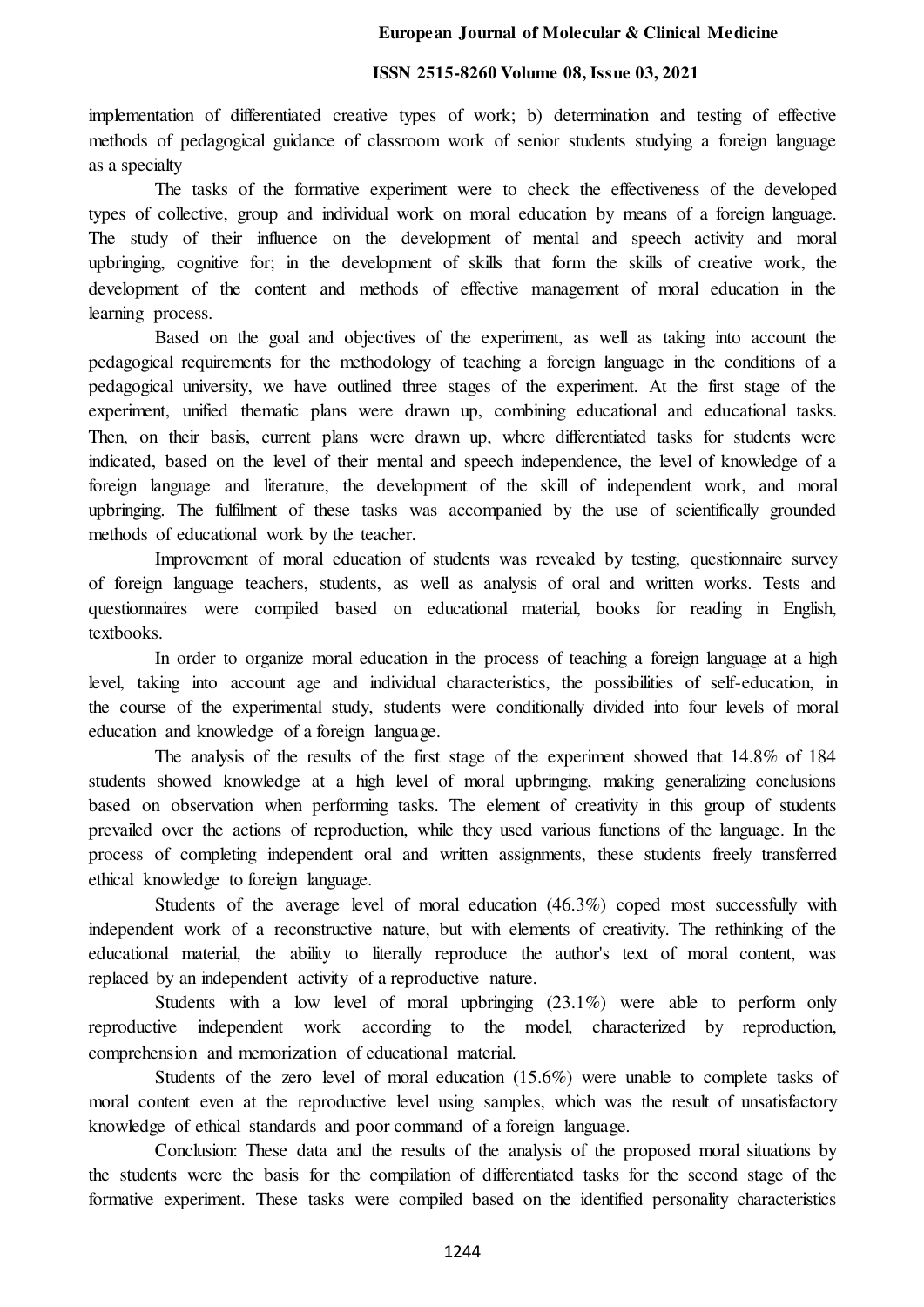implementation of differentiated creative types of work; b) determination and testing of effective methods of pedagogical guidance of classroom work of senior students studying a foreign language as a specialty

The tasks of the formative experiment were to check the effectiveness of the developed types of collective, group and individual work on moral education by means of a foreign language. The study of their influence on the development of mental and speech activity and moral upbringing, cognitive for; in the development of skills that form the skills of creative work, the development of the content and methods of effective management of moral education in the learning process.

Based on the goal and objectives of the experiment, as well as taking into account the pedagogical requirements for the methodology of teaching a foreign language in the conditions of a pedagogical university, we have outlined three stages of the experiment. At the first stage of the experiment, unified thematic plans were drawn up, combining educational and educational tasks. Then, on their basis, current plans were drawn up, where differentiated tasks for students were indicated, based on the level of their mental and speech independence, the level of knowledge of a foreign language and literature, the development of the skill of independent work, and moral upbringing. The fulfilment of these tasks was accompanied by the use of scientifically grounded methods of educational work by the teacher.

Improvement of moral education of students was revealed by testing, questionnaire survey of foreign language teachers, students, as well as analysis of oral and written works. Tests and questionnaires were compiled based on educational material, books for reading in English, textbooks.

In order to organize moral education in the process of teaching a foreign language at a high level, taking into account age and individual characteristics, the possibilities of self-education, in the course of the experimental study, students were conditionally divided into four levels of moral education and knowledge of a foreign language.

The analysis of the results of the first stage of the experiment showed that 14.8% of 184 students showed knowledge at a high level of moral upbringing, making generalizing conclusions based on observation when performing tasks. The element of creativity in this group of students prevailed over the actions of reproduction, while they used various functions of the language. In the process of completing independent oral and written assignments, these students freely transferred ethical knowledge to foreign language.

Students of the average level of moral education (46.3%) coped most successfully with independent work of a reconstructive nature, but with elements of creativity. The rethinking of the educational material, the ability to literally reproduce the author's text of moral content, was replaced by an independent activity of a reproductive nature.

Students with a low level of moral upbringing (23.1%) were able to perform only reproductive independent work according to the model, characterized by reproduction, comprehension and memorization of educational material.

Students of the zero level of moral education (15.6%) were unable to complete tasks of moral content even at the reproductive level using samples, which was the result of unsatisfactory knowledge of ethical standards and poor command of a foreign language.

Conclusion: These data and the results of the analysis of the proposed moral situations by the students were the basis for the compilation of differentiated tasks for the second stage of the formative experiment. These tasks were compiled based on the identified personality characteristics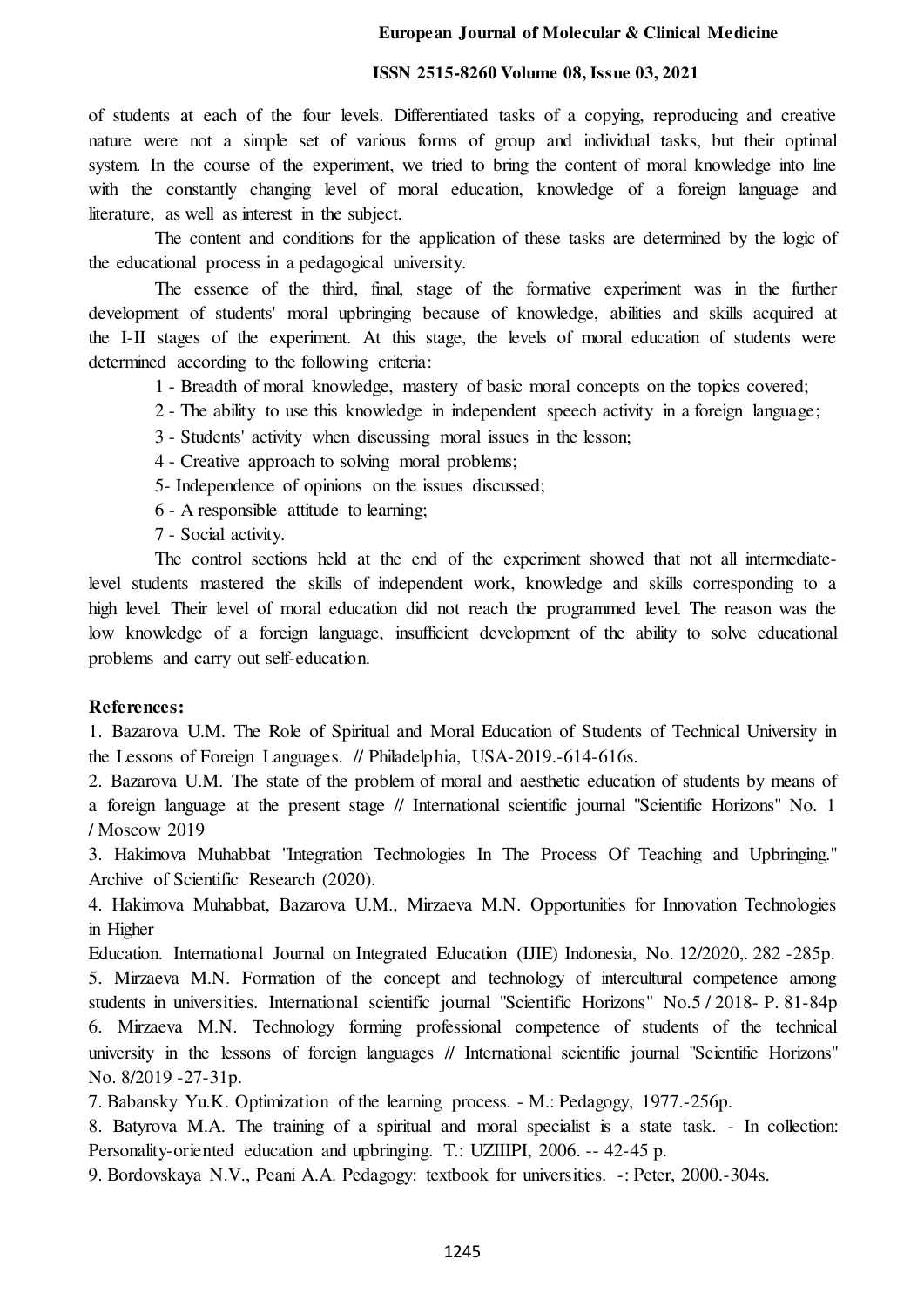of students at each of the four levels. Differentiated tasks of a copying, reproducing and creative nature were not a simple set of various forms of group and individual tasks, but their optimal system. In the course of the experiment, we tried to bring the content of moral knowledge into line with the constantly changing level of moral education, knowledge of a foreign language and literature, as well as interest in the subject.

The content and conditions for the application of these tasks are determined by the logic of the educational process in a pedagogical university.

The essence of the third, final, stage of the formative experiment was in the further development of students' moral upbringing because of knowledge, abilities and skills acquired at the I-II stages of the experiment. At this stage, the levels of moral education of students were determined according to the following criteria:

1 - Breadth of moral knowledge, mastery of basic moral concepts on the topics covered;

2 - The ability to use this knowledge in independent speech activity in a foreign language;

3 - Students' activity when discussing moral issues in the lesson;

4 - Creative approach to solving moral problems;

5- Independence of opinions on the issues discussed;

6 - A responsible attitude to learning;

7 - Social activity.

The control sections held at the end of the experiment showed that not all intermediate-level students mastered the skills of independent work, knowledge and skills corresponding to a high level. Their level of moral education did not reach the programmed level. The reason was the low knowledge of a foreign language, insufficient development of the ability to solve educational problems and carry out self-education.

**References:**

1. Bazarova U.M. The Role of Spiritual and Moral Education of Students of Technical University in the Lessons of Foreign Languages. // Philadelphia, USA-2019.-614-616s.
2. Bazarova U.M. The state of the problem of moral and aesthetic education of students by means of a foreign language at the present stage // International scientific journal "Scientific Horizons" No. 1 / Moscow 2019
3. Hakimova Muhabbat "Integration Technologies In The Process Of Teaching and Upbringing." Archive of Scientific Research (2020).
4. Hakimova Muhabbat, Bazarova U.M., Mirzaeva M.N. Opportunities for Innovation Technologies in Higher Education. International Journal on Integrated Education (IJIE) Indonesia, No. 12/2020,. 282 -285p.
5. Mirzaeva M.N. Formation of the concept and technology of intercultural competence among students in universities. International scientific journal "Scientific Horizons" No.5 / 2018- P. 81-84p
6. Mirzaeva M.N. Technology forming professional competence of students of the technical university in the lessons of foreign languages // International scientific journal "Scientific Horizons" No. 8/2019 -27-31p.
7. Babansky Yu.K. Optimization of the learning process. - M.: Pedagogy, 1977.-256p.
8. Batyrova M.A. The training of a spiritual and moral specialist is a state task. - In collection: Personality-oriented education and upbringing. T.: UZIIIPI, 2006. -- 42-45 p.
9. Bordovskaya N.V., Peani A.A. Pedagogy: textbook for universities. -: Peter, 2000.-304s.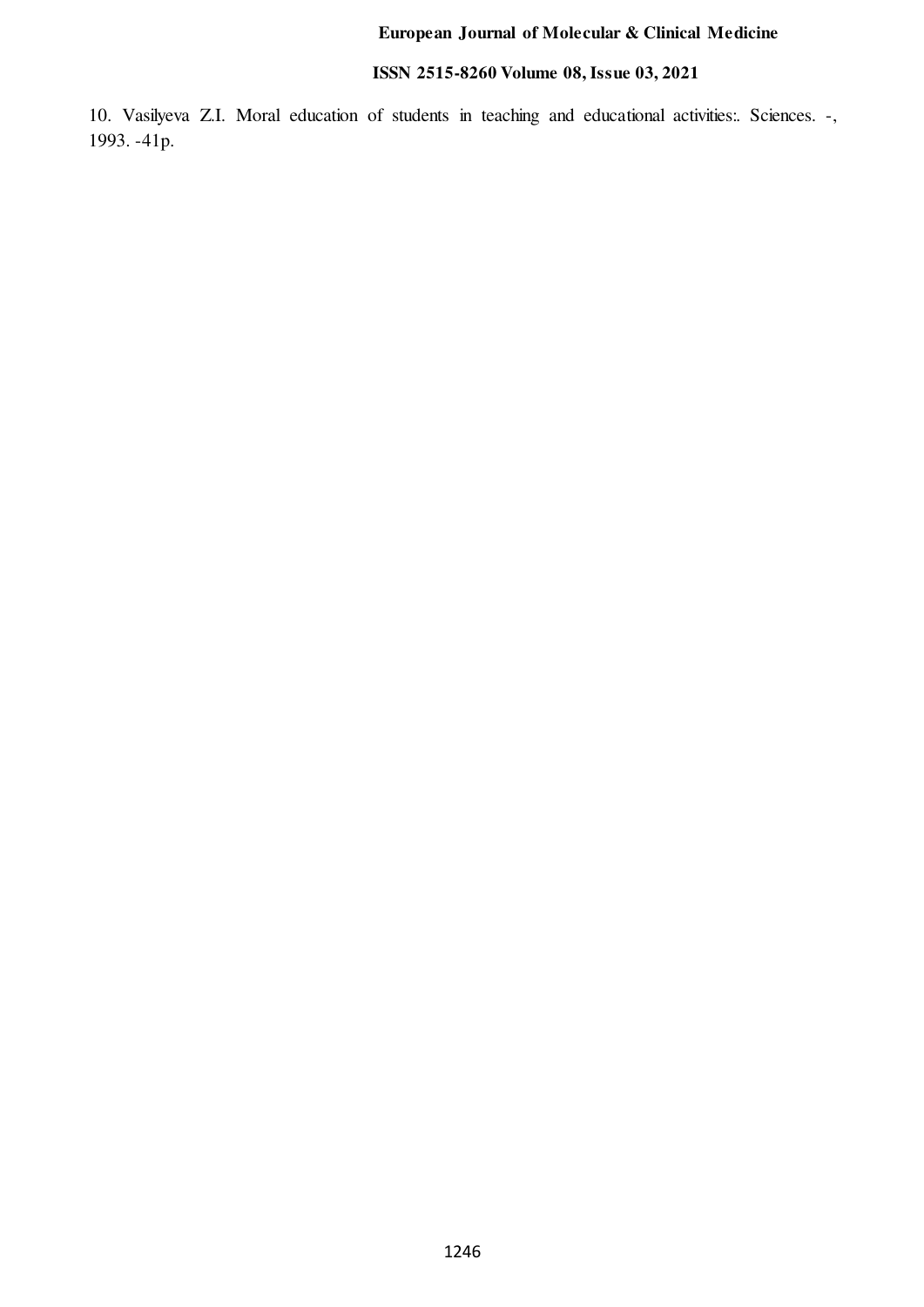10. Vasilyeva Z.I. Moral education of students in teaching and educational activities:. Sciences. -, 1993. -41p.